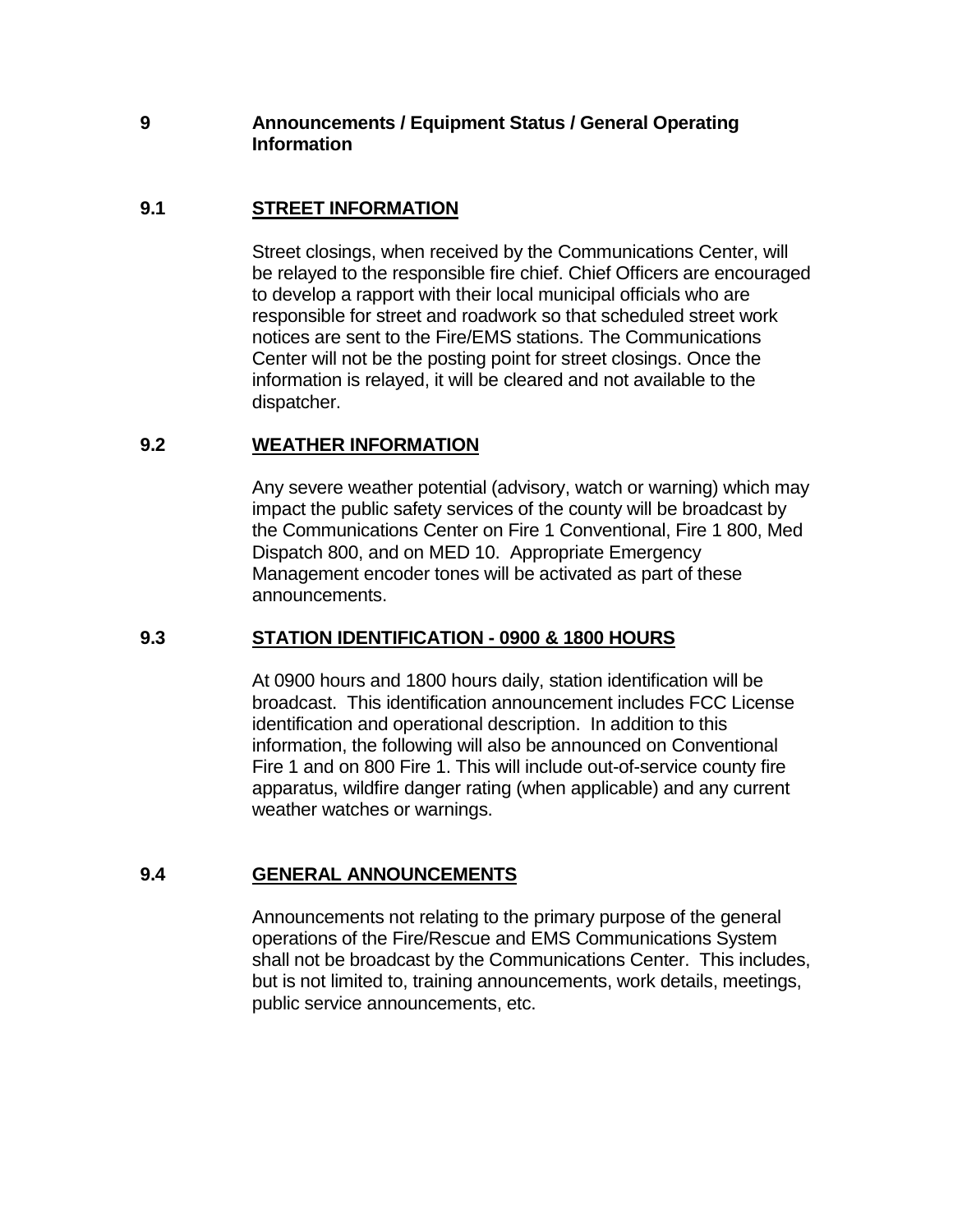# 9 Announcements / Equipment Status / General Operating Information

## 9.1 STREET INFORMATION

Street closings, when received by the Communications Center, will be relayed to the responsible fire chief. Chief Officers are encouraged to develop a rapport with their local municipal officials who are responsible for street and roadwork so that scheduled street work notices are sent to the Fire/EMS stations. The Communications Center will not be the posting point for street closings. Once the information is relayed, it will be cleared and not available to the dispatcher.

## 9.2 WEATHER INFORMATION

Any severe weather potential (advisory, watch or warning) which may impact the public safety services of the county will be broadcast by the Communications Center on Fire 1 Conventional, Fire 1 800, Med Dispatch 800, and on MED 10. Appropriate Emergency Management encoder tones will be activated as part of these announcements.

## 9.3 STATION IDENTIFICATION - 0900 & 1800 HOURS

At 0900 hours and 1800 hours daily, station identification will be broadcast. This identification announcement includes FCC License identification and operational description. In addition to this information, the following will also be announced on Conventional Fire 1 and on 800 Fire 1. This will include out-of-service county fire apparatus, wildfire danger rating (when applicable) and any current weather watches or warnings.

## 9.4 GENERAL ANNOUNCEMENTS

Announcements not relating to the primary purpose of the general operations of the Fire/Rescue and EMS Communications System shall not be broadcast by the Communications Center. This includes, but is not limited to, training announcements, work details, meetings, public service announcements, etc.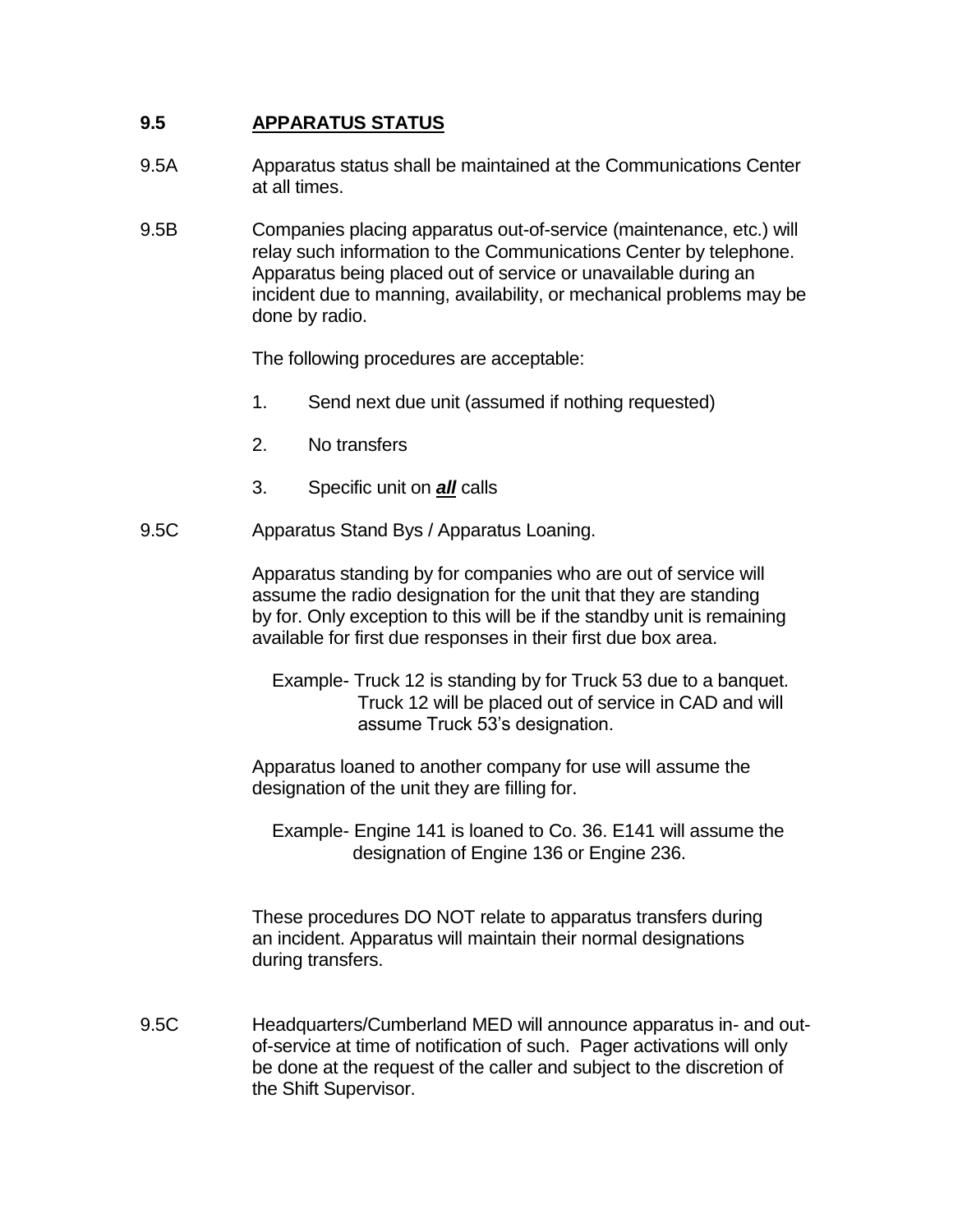## 9.5 APPARATUS STATUS

9.5A Apparatus status shall be maintained at the Communications Center at all times.

9.5B Companies placing apparatus out-of-service (maintenance, etc.) will relay such information to the Communications Center by telephone. Apparatus being placed out of service or unavailable during an incident due to manning, availability, or mechanical problems may be done by radio.

The following procedures are acceptable:

1. Send next due unit (assumed if nothing requested)
2. No transfers
3. Specific unit on ***all*** calls

9.5C Apparatus Stand Bys / Apparatus Loaning.

Apparatus standing by for companies who are out of service will assume the radio designation for the unit that they are standing by for. Only exception to this will be if the standby unit is remaining available for first due responses in their first due box area.

Example- Truck 12 is standing by for Truck 53 due to a banquet. Truck 12 will be placed out of service in CAD and will assume Truck 53's designation.

Apparatus loaned to another company for use will assume the designation of the unit they are filling for.

Example- Engine 141 is loaned to Co. 36. E141 will assume the designation of Engine 136 or Engine 236.

These procedures DO NOT relate to apparatus transfers during an incident. Apparatus will maintain their normal designations during transfers.

9.5C Headquarters/Cumberland MED will announce apparatus in- and out-of-service at time of notification of such. Pager activations will only be done at the request of the caller and subject to the discretion of the Shift Supervisor.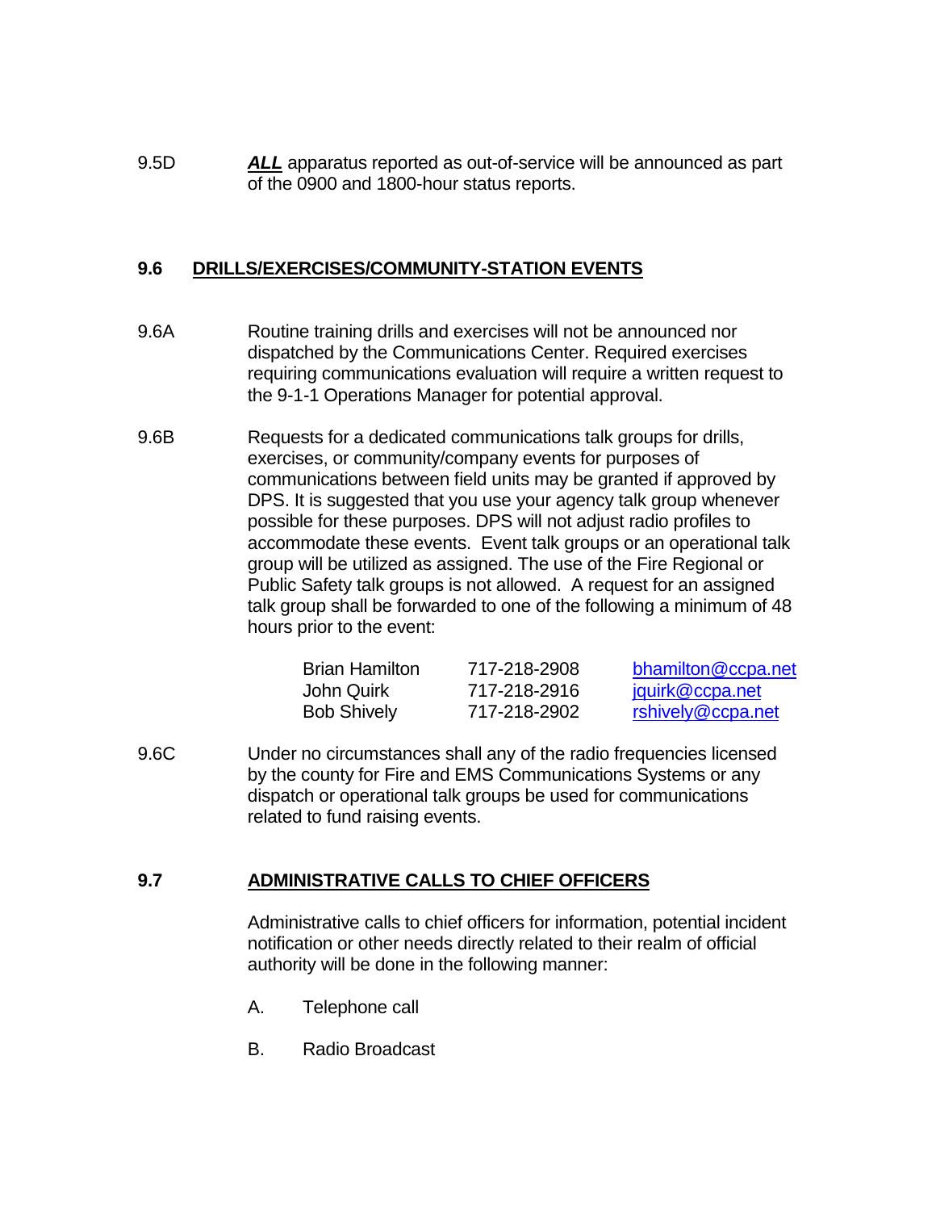9.5D ***ALL*** apparatus reported as out-of-service will be announced as part of the 0900 and 1800-hour status reports.

## 9.6 DRILLS/EXERCISES/COMMUNITY-STATION EVENTS

9.6A Routine training drills and exercises will not be announced nor dispatched by the Communications Center. Required exercises requiring communications evaluation will require a written request to the 9-1-1 Operations Manager for potential approval.

9.6B Requests for a dedicated communications talk groups for drills, exercises, or community/company events for purposes of communications between field units may be granted if approved by DPS. It is suggested that you use your agency talk group whenever possible for these purposes. DPS will not adjust radio profiles to accommodate these events. Event talk groups or an operational talk group will be utilized as assigned. The use of the Fire Regional or Public Safety talk groups is not allowed. A request for an assigned talk group shall be forwarded to one of the following a minimum of 48 hours prior to the event:

| | | |
|---|---|---|
| Brian Hamilton | 717-218-2908 | bhamilton@ccpa.net |
| John Quirk | 717-218-2916 | jquirk@ccpa.net |
| Bob Shively | 717-218-2902 | rshively@ccpa.net |

9.6C Under no circumstances shall any of the radio frequencies licensed by the county for Fire and EMS Communications Systems or any dispatch or operational talk groups be used for communications related to fund raising events.

## 9.7 ADMINISTRATIVE CALLS TO CHIEF OFFICERS

Administrative calls to chief officers for information, potential incident notification or other needs directly related to their realm of official authority will be done in the following manner:

A. Telephone call

B. Radio Broadcast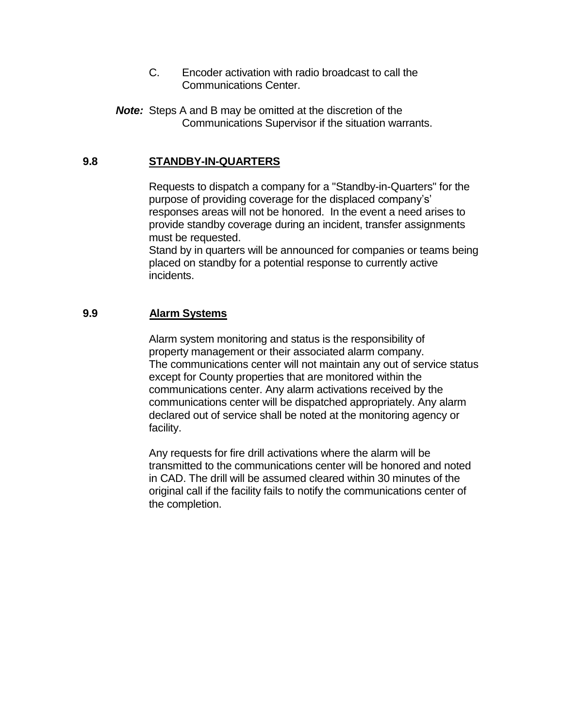C. Encoder activation with radio broadcast to call the Communications Center.

***Note:*** Steps A and B may be omitted at the discretion of the Communications Supervisor if the situation warrants.

## 9.8 STANDBY-IN-QUARTERS

Requests to dispatch a company for a "Standby-in-Quarters" for the purpose of providing coverage for the displaced company's' responses areas will not be honored. In the event a need arises to provide standby coverage during an incident, transfer assignments must be requested.
Stand by in quarters will be announced for companies or teams being placed on standby for a potential response to currently active incidents.

## 9.9 Alarm Systems

Alarm system monitoring and status is the responsibility of property management or their associated alarm company.
The communications center will not maintain any out of service status except for County properties that are monitored within the communications center. Any alarm activations received by the communications center will be dispatched appropriately. Any alarm declared out of service shall be noted at the monitoring agency or facility.

Any requests for fire drill activations where the alarm will be transmitted to the communications center will be honored and noted in CAD. The drill will be assumed cleared within 30 minutes of the original call if the facility fails to notify the communications center of the completion.